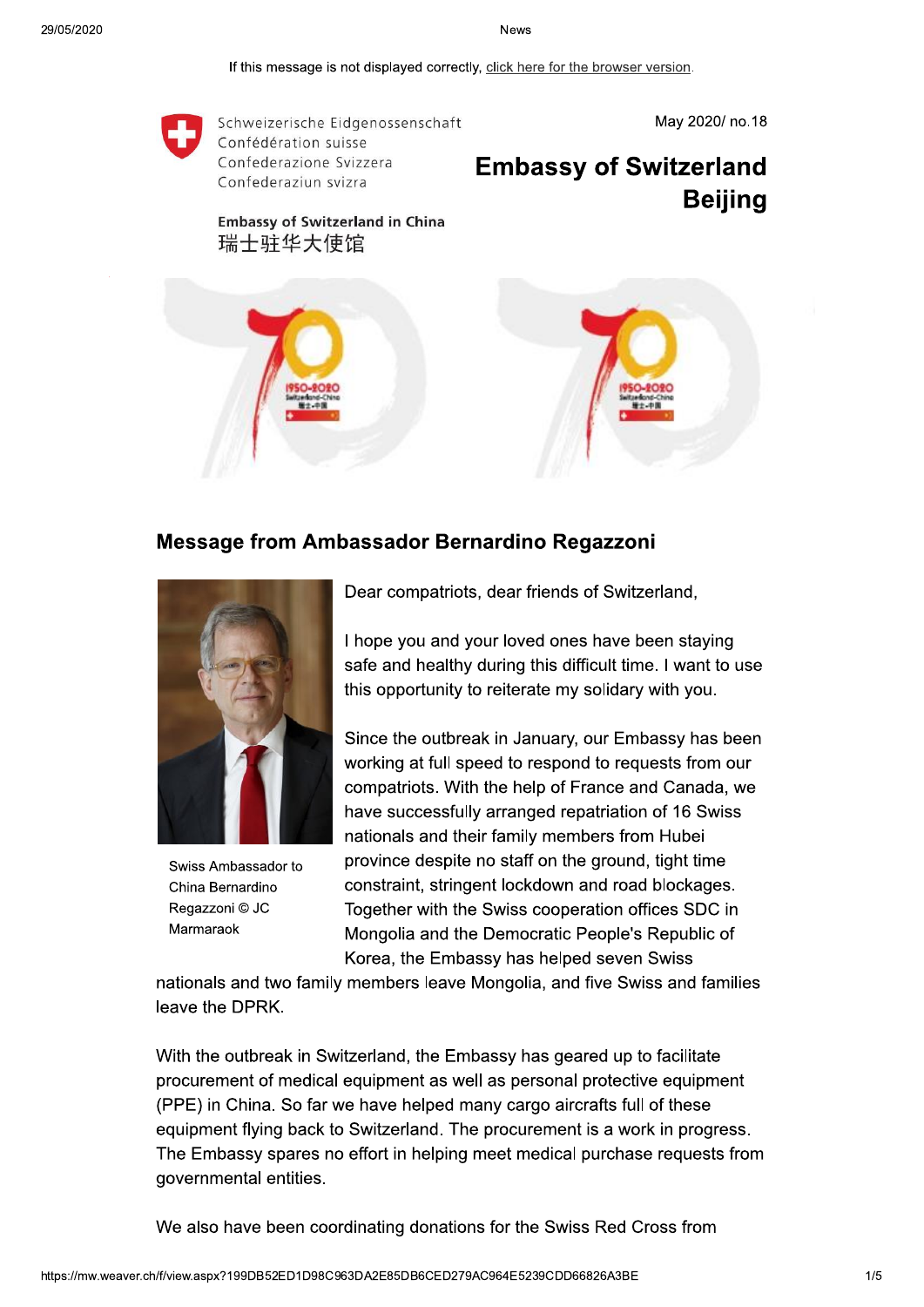If this message is not displayed correctly, click here for the browser version.

Schweizerische Eidgenossenschaft
Confédération suisse
Confederazione Svizzera
Confederaziun svizra

May 2020/ no.18

# Embassy of Switzerland Beijing

**Embassy of Switzerland in China**
瑞士驻华大使馆

## Message from Ambassador Bernardino Regazzoni

Swiss Ambassador to China Bernardino Regazzoni © JC Marmaraok

Dear compatriots, dear friends of Switzerland,

I hope you and your loved ones have been staying safe and healthy during this difficult time. I want to use this opportunity to reiterate my solidary with you.

Since the outbreak in January, our Embassy has been working at full speed to respond to requests from our compatriots. With the help of France and Canada, we have successfully arranged repatriation of 16 Swiss nationals and their family members from Hubei province despite no staff on the ground, tight time constraint, stringent lockdown and road blockages. Together with the Swiss cooperation offices SDC in Mongolia and the Democratic People's Republic of Korea, the Embassy has helped seven Swiss nationals and two family members leave Mongolia, and five Swiss and families leave the DPRK.

With the outbreak in Switzerland, the Embassy has geared up to facilitate procurement of medical equipment as well as personal protective equipment (PPE) in China. So far we have helped many cargo aircrafts full of these equipment flying back to Switzerland. The procurement is a work in progress. The Embassy spares no effort in helping meet medical purchase requests from governmental entities.

We also have been coordinating donations for the Swiss Red Cross from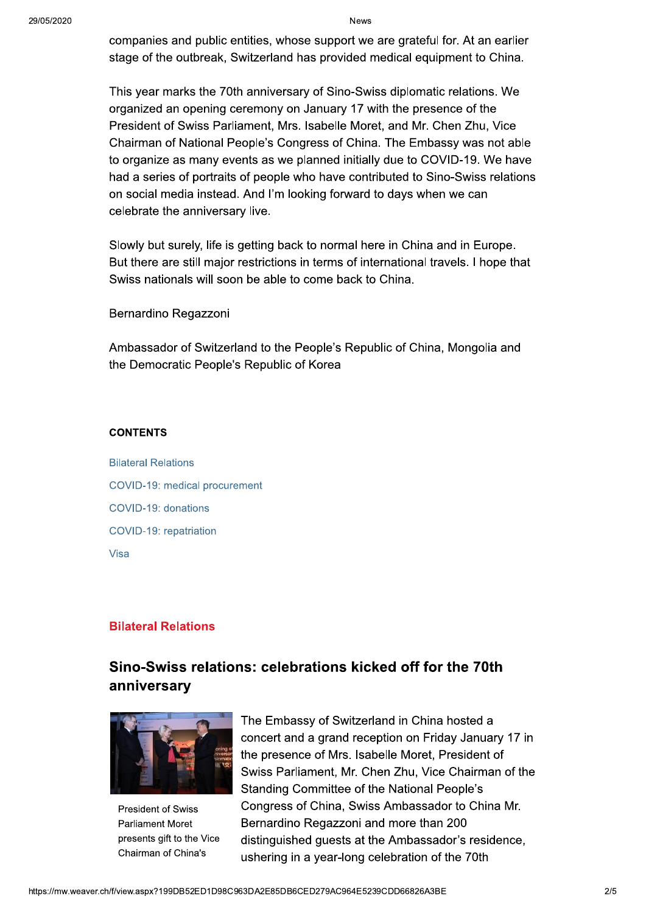companies and public entities, whose support we are grateful for. At an earlier stage of the outbreak, Switzerland has provided medical equipment to China.

This year marks the 70th anniversary of Sino-Swiss diplomatic relations. We organized an opening ceremony on January 17 with the presence of the President of Swiss Parliament, Mrs. Isabelle Moret, and Mr. Chen Zhu, Vice Chairman of National People's Congress of China. The Embassy was not able to organize as many events as we planned initially due to COVID-19. We have had a series of portraits of people who have contributed to Sino-Swiss relations on social media instead. And I'm looking forward to days when we can celebrate the anniversary live.

Slowly but surely, life is getting back to normal here in China and in Europe. But there are still major restrictions in terms of international travels. I hope that Swiss nationals will soon be able to come back to China.

Bernardino Regazzoni

Ambassador of Switzerland to the People's Republic of China, Mongolia and the Democratic People's Republic of Korea

**CONTENTS**

- Bilateral Relations
- COVID-19: medical procurement
- COVID-19: donations
- COVID-19: repatriation
- Visa

## Bilateral Relations

### Sino-Swiss relations: celebrations kicked off for the 70th anniversary

President of Swiss Parliament Moret presents gift to the Vice Chairman of China's

The Embassy of Switzerland in China hosted a concert and a grand reception on Friday January 17 in the presence of Mrs. Isabelle Moret, President of Swiss Parliament, Mr. Chen Zhu, Vice Chairman of the Standing Committee of the National People's Congress of China, Swiss Ambassador to China Mr. Bernardino Regazzoni and more than 200 distinguished guests at the Ambassador's residence, ushering in a year-long celebration of the 70th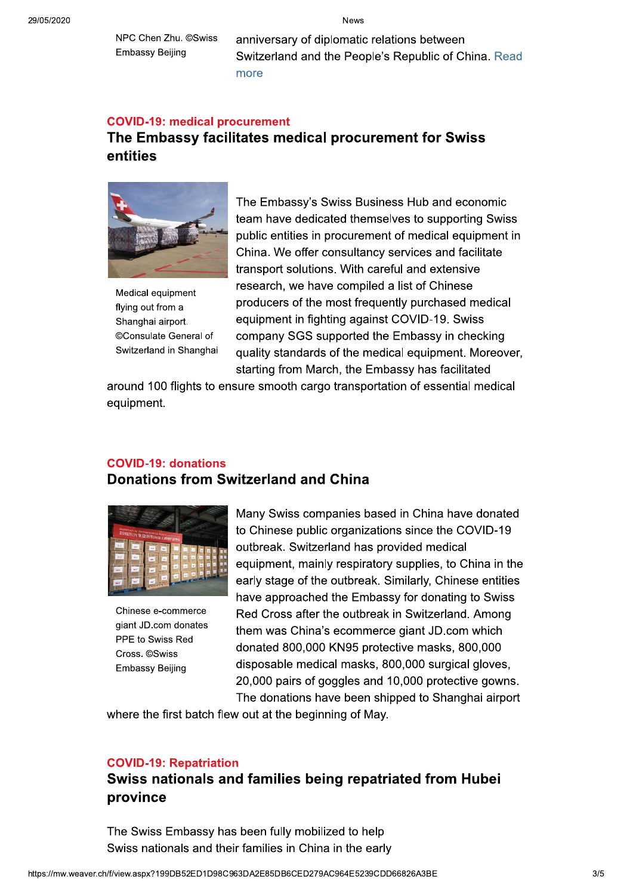NPC Chen Zhu. ©Swiss Embassy Beijing

anniversary of diplomatic relations between Switzerland and the People's Republic of China. Read more

COVID-19: medical procurement

## The Embassy facilitates medical procurement for Swiss entities

Medical equipment flying out from a Shanghai airport. ©Consulate General of Switzerland in Shanghai

The Embassy's Swiss Business Hub and economic team have dedicated themselves to supporting Swiss public entities in procurement of medical equipment in China. We offer consultancy services and facilitate transport solutions. With careful and extensive research, we have compiled a list of Chinese producers of the most frequently purchased medical equipment in fighting against COVID-19. Swiss company SGS supported the Embassy in checking quality standards of the medical equipment. Moreover, starting from March, the Embassy has facilitated around 100 flights to ensure smooth cargo transportation of essential medical equipment.

COVID-19: donations

## Donations from Switzerland and China

Chinese e-commerce giant JD.com donates PPE to Swiss Red Cross. ©Swiss Embassy Beijing

Many Swiss companies based in China have donated to Chinese public organizations since the COVID-19 outbreak. Switzerland has provided medical equipment, mainly respiratory supplies, to China in the early stage of the outbreak. Similarly, Chinese entities have approached the Embassy for donating to Swiss Red Cross after the outbreak in Switzerland. Among them was China's ecommerce giant JD.com which donated 800,000 KN95 protective masks, 800,000 disposable medical masks, 800,000 surgical gloves, 20,000 pairs of goggles and 10,000 protective gowns. The donations have been shipped to Shanghai airport where the first batch flew out at the beginning of May.

COVID-19: Repatriation

## Swiss nationals and families being repatriated from Hubei province

The Swiss Embassy has been fully mobilized to help Swiss nationals and their families in China in the early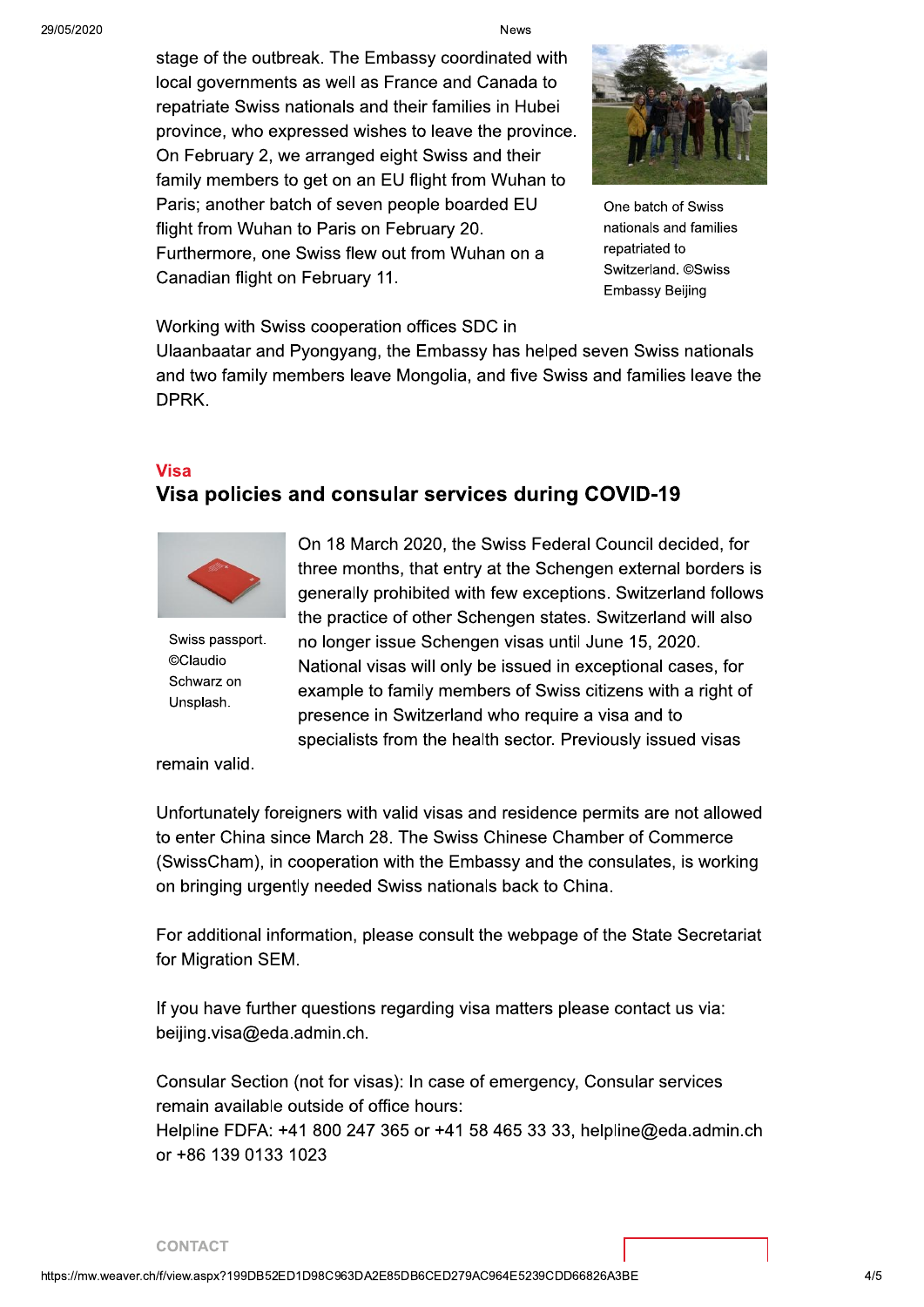stage of the outbreak. The Embassy coordinated with local governments as well as France and Canada to repatriate Swiss nationals and their families in Hubei province, who expressed wishes to leave the province. On February 2, we arranged eight Swiss and their family members to get on an EU flight from Wuhan to Paris; another batch of seven people boarded EU flight from Wuhan to Paris on February 20. Furthermore, one Swiss flew out from Wuhan on a Canadian flight on February 11.

One batch of Swiss nationals and families repatriated to Switzerland. ©Swiss Embassy Beijing

Working with Swiss cooperation offices SDC in Ulaanbaatar and Pyongyang, the Embassy has helped seven Swiss nationals and two family members leave Mongolia, and five Swiss and families leave the DPRK.

**Visa**

## Visa policies and consular services during COVID-19

Swiss passport. ©Claudio Schwarz on Unsplash.

On 18 March 2020, the Swiss Federal Council decided, for three months, that entry at the Schengen external borders is generally prohibited with few exceptions. Switzerland follows the practice of other Schengen states. Switzerland will also no longer issue Schengen visas until June 15, 2020. National visas will only be issued in exceptional cases, for example to family members of Swiss citizens with a right of presence in Switzerland who require a visa and to specialists from the health sector. Previously issued visas remain valid.

Unfortunately foreigners with valid visas and residence permits are not allowed to enter China since March 28. The Swiss Chinese Chamber of Commerce (SwissCham), in cooperation with the Embassy and the consulates, is working on bringing urgently needed Swiss nationals back to China.

For additional information, please consult the webpage of the State Secretariat for Migration SEM.

If you have further questions regarding visa matters please contact us via: beijing.visa@eda.admin.ch.

Consular Section (not for visas): In case of emergency, Consular services remain available outside of office hours:
Helpline FDFA: +41 800 247 365 or +41 58 465 33 33, helpline@eda.admin.ch or +86 139 0133 1023

CONTACT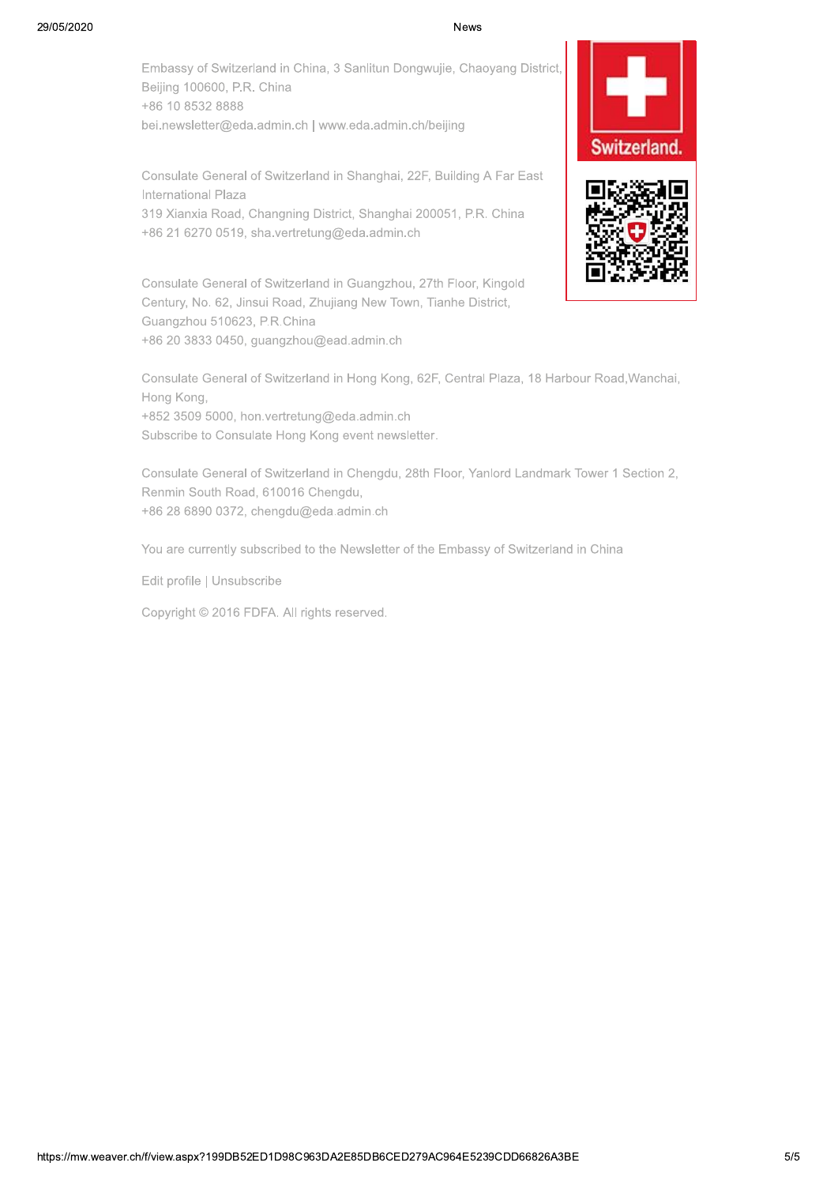Embassy of Switzerland in China, 3 Sanlitun Dongwujie, Chaoyang District, Beijing 100600, P.R. China
+86 10 8532 8888
bei.newsletter@eda.admin.ch | www.eda.admin.ch/beijing

Consulate General of Switzerland in Shanghai, 22F, Building A Far East International Plaza
319 Xianxia Road, Changning District, Shanghai 200051, P.R. China
+86 21 6270 0519, sha.vertretung@eda.admin.ch

Consulate General of Switzerland in Guangzhou, 27th Floor, Kingold Century, No. 62, Jinsui Road, Zhujiang New Town, Tianhe District, Guangzhou 510623, P.R.China
+86 20 3833 0450, guangzhou@ead.admin.ch

Consulate General of Switzerland in Hong Kong, 62F, Central Plaza, 18 Harbour Road,Wanchai, Hong Kong,
+852 3509 5000, hon.vertretung@eda.admin.ch
Subscribe to Consulate Hong Kong event newsletter.

Consulate General of Switzerland in Chengdu, 28th Floor, Yanlord Landmark Tower 1 Section 2, Renmin South Road, 610016 Chengdu,
+86 28 6890 0372, chengdu@eda.admin.ch

You are currently subscribed to the Newsletter of the Embassy of Switzerland in China

Edit profile | Unsubscribe

Copyright © 2016 FDFA. All rights reserved.